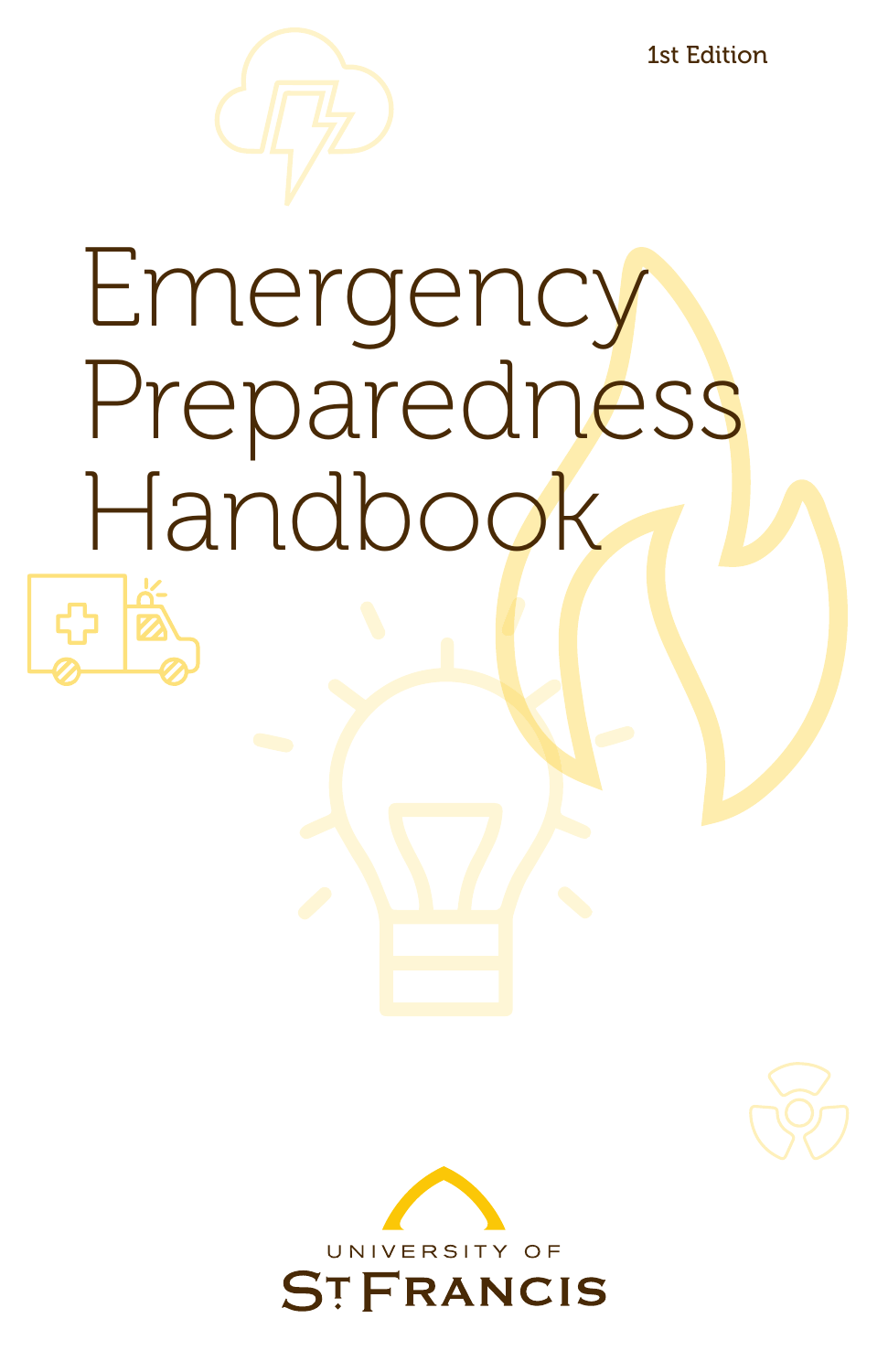1st Edition

# Emergency Preparedness Handbook

UNIVERSITY OF ST. FRANCIS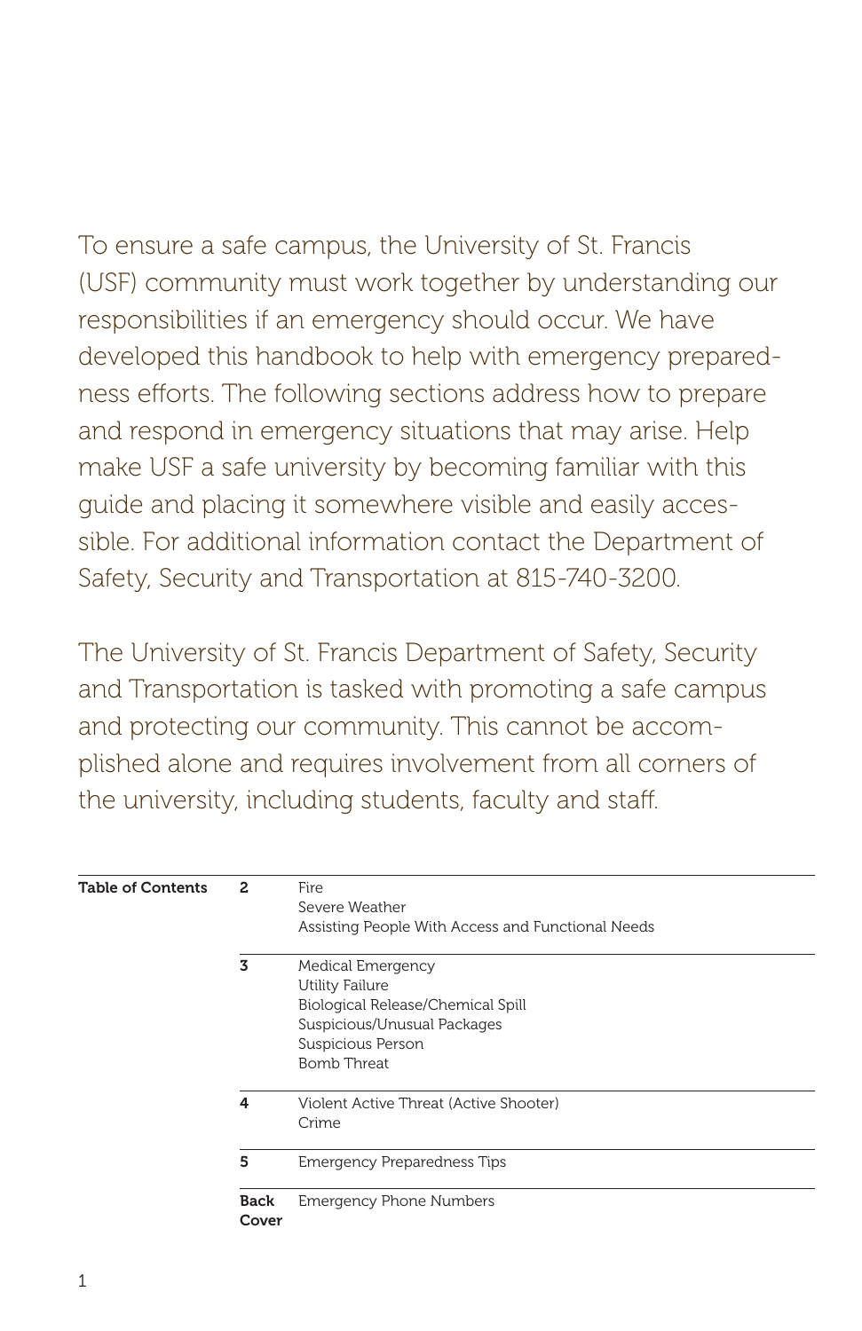To ensure a safe campus, the University of St. Francis (USF) community must work together by understanding our responsibilities if an emergency should occur. We have developed this handbook to help with emergency preparedness efforts. The following sections address how to prepare and respond in emergency situations that may arise. Help make USF a safe university by becoming familiar with this guide and placing it somewhere visible and easily accessible. For additional information contact the Department of Safety, Security and Transportation at 815-740-3200.

The University of St. Francis Department of Safety, Security and Transportation is tasked with promoting a safe campus and protecting our community. This cannot be accomplished alone and requires involvement from all corners of the university, including students, faculty and staff.

| **Table of Contents** | | |
|---|---|---|
| | **2** | Fire<br>Severe Weather<br>Assisting People With Access and Functional Needs |
| | **3** | Medical Emergency<br>Utility Failure<br>Biological Release/Chemical Spill<br>Suspicious/Unusual Packages<br>Suspicious Person<br>Bomb Threat |
| | **4** | Violent Active Threat (Active Shooter)<br>Crime |
| | **5** | Emergency Preparedness Tips |
| | **Back Cover** | Emergency Phone Numbers |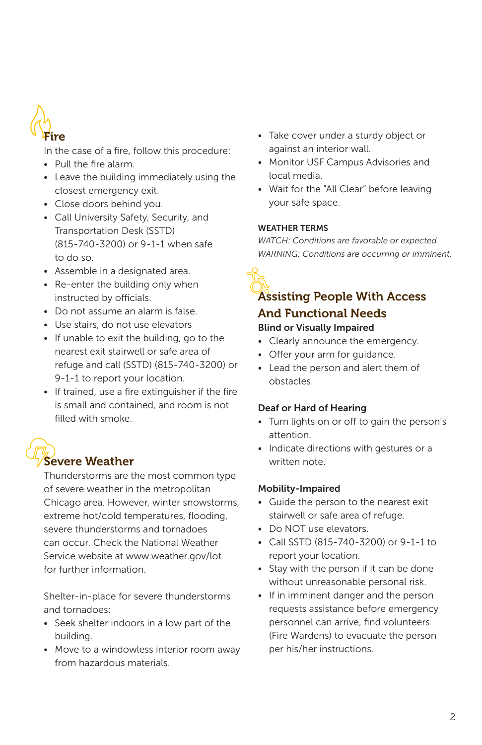## Fire

In the case of a fire, follow this procedure:

- Pull the fire alarm.
- Leave the building immediately using the closest emergency exit.
- Close doors behind you.
- Call University Safety, Security, and Transportation Desk (SSTD) (815-740-3200) or 9-1-1 when safe to do so.
- Assemble in a designated area.
- Re-enter the building only when instructed by officials.
- Do not assume an alarm is false.
- Use stairs, do not use elevators
- If unable to exit the building, go to the nearest exit stairwell or safe area of refuge and call (SSTD) (815-740-3200) or 9-1-1 to report your location.
- If trained, use a fire extinguisher if the fire is small and contained, and room is not filled with smoke.

## Severe Weather

Thunderstorms are the most common type of severe weather in the metropolitan Chicago area. However, winter snowstorms, extreme hot/cold temperatures, flooding, severe thunderstorms and tornadoes can occur. Check the National Weather Service website at www.weather.gov/lot for further information.

Shelter-in-place for severe thunderstorms and tornadoes:

- Seek shelter indoors in a low part of the building.
- Move to a windowless interior room away from hazardous materials.
- Take cover under a sturdy object or against an interior wall.
- Monitor USF Campus Advisories and local media.
- Wait for the "All Clear" before leaving your safe space.

### WEATHER TERMS

*WATCH: Conditions are favorable or expected.*

*WARNING: Conditions are occurring or imminent.*

## Assisting People With Access And Functional Needs

### Blind or Visually Impaired

- Clearly announce the emergency.
- Offer your arm for guidance.
- Lead the person and alert them of obstacles.

### Deaf or Hard of Hearing

- Turn lights on or off to gain the person's attention.
- Indicate directions with gestures or a written note.

### Mobility-Impaired

- Guide the person to the nearest exit stairwell or safe area of refuge.
- Do NOT use elevators.
- Call SSTD (815-740-3200) or 9-1-1 to report your location.
- Stay with the person if it can be done without unreasonable personal risk.
- If in imminent danger and the person requests assistance before emergency personnel can arrive, find volunteers (Fire Wardens) to evacuate the person per his/her instructions.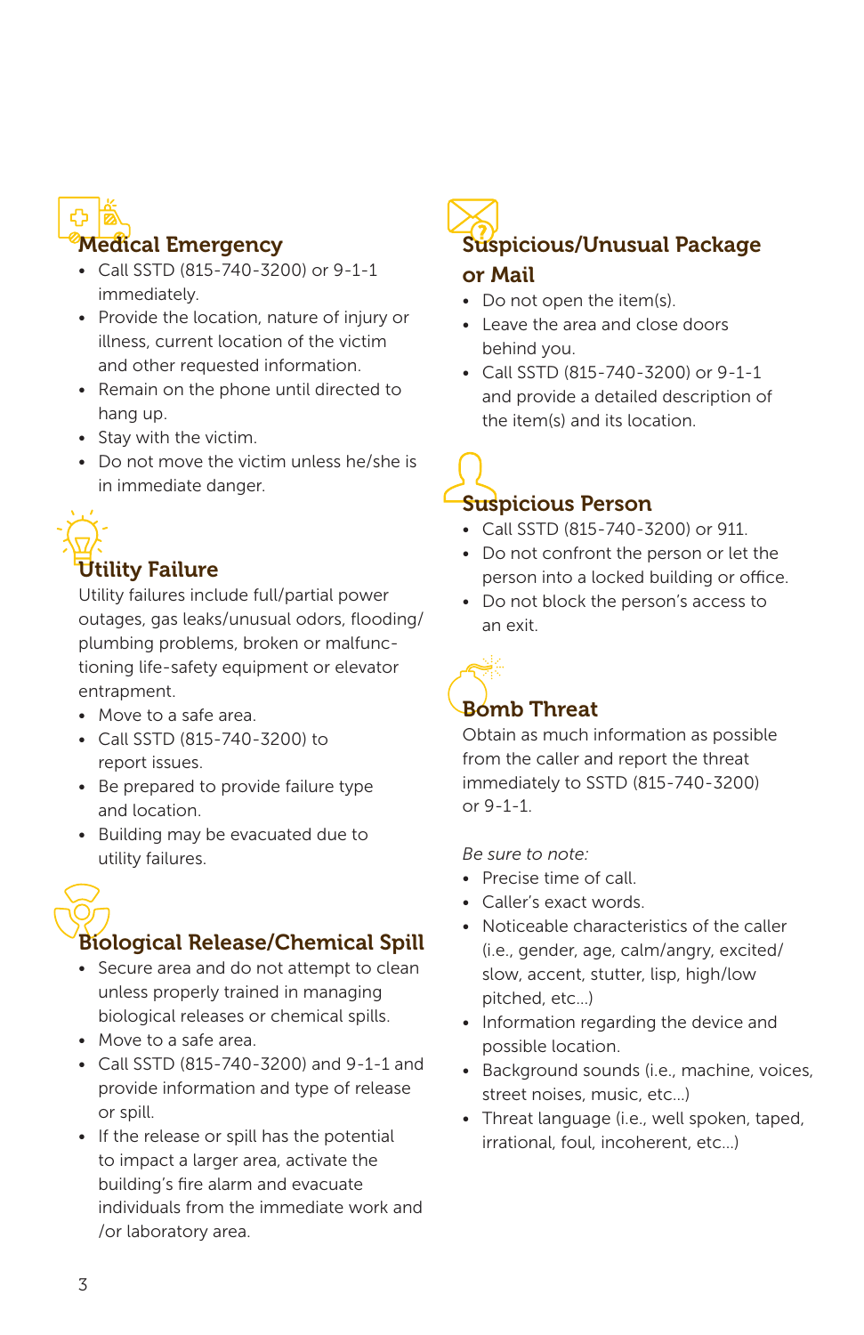## Medical Emergency

- Call SSTD (815-740-3200) or 9-1-1 immediately.
- Provide the location, nature of injury or illness, current location of the victim and other requested information.
- Remain on the phone until directed to hang up.
- Stay with the victim.
- Do not move the victim unless he/she is in immediate danger.

## Utility Failure

Utility failures include full/partial power outages, gas leaks/unusual odors, flooding/plumbing problems, broken or malfunctioning life-safety equipment or elevator entrapment.

- Move to a safe area.
- Call SSTD (815-740-3200) to report issues.
- Be prepared to provide failure type and location.
- Building may be evacuated due to utility failures.

## Biological Release/Chemical Spill

- Secure area and do not attempt to clean unless properly trained in managing biological releases or chemical spills.
- Move to a safe area.
- Call SSTD (815-740-3200) and 9-1-1 and provide information and type of release or spill.
- If the release or spill has the potential to impact a larger area, activate the building's fire alarm and evacuate individuals from the immediate work and /or laboratory area.

## Suspicious/Unusual Package or Mail

- Do not open the item(s).
- Leave the area and close doors behind you.
- Call SSTD (815-740-3200) or 9-1-1 and provide a detailed description of the item(s) and its location.

## Suspicious Person

- Call SSTD (815-740-3200) or 911.
- Do not confront the person or let the person into a locked building or office.
- Do not block the person's access to an exit.

## Bomb Threat

Obtain as much information as possible from the caller and report the threat immediately to SSTD (815-740-3200) or 9-1-1.

*Be sure to note:*

- Precise time of call.
- Caller's exact words.
- Noticeable characteristics of the caller (i.e., gender, age, calm/angry, excited/slow, accent, stutter, lisp, high/low pitched, etc...)
- Information regarding the device and possible location.
- Background sounds (i.e., machine, voices, street noises, music, etc...)
- Threat language (i.e., well spoken, taped, irrational, foul, incoherent, etc...)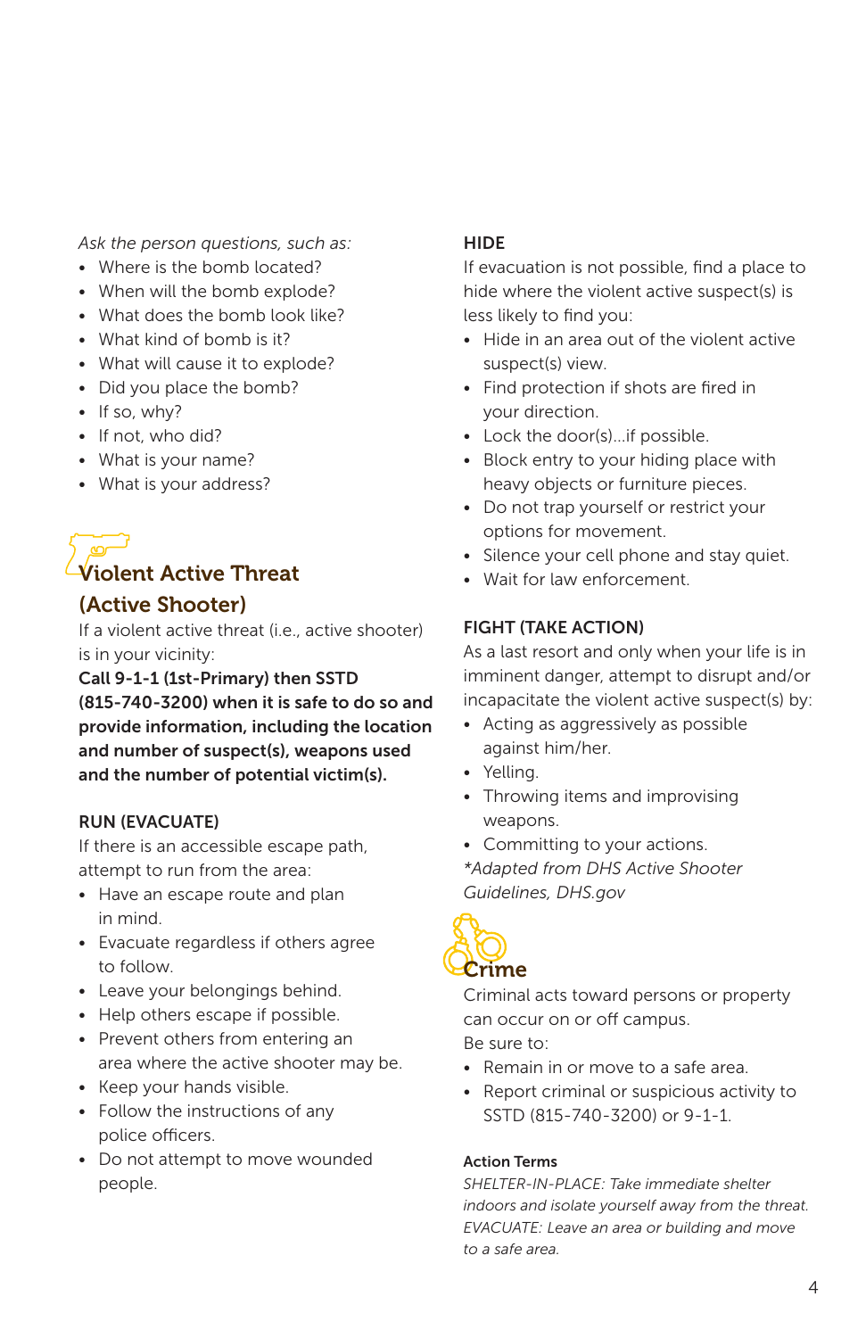*Ask the person questions, such as:*

- Where is the bomb located?
- When will the bomb explode?
- What does the bomb look like?
- What kind of bomb is it?
- What will cause it to explode?
- Did you place the bomb?
- If so, why?
- If not, who did?
- What is your name?
- What is your address?

## Violent Active Threat (Active Shooter)

If a violent active threat (i.e., active shooter) is in your vicinity:

**Call 9-1-1 (1st-Primary) then SSTD (815-740-3200) when it is safe to do so and provide information, including the location and number of suspect(s), weapons used and the number of potential victim(s).**

### RUN (EVACUATE)

If there is an accessible escape path, attempt to run from the area:

- Have an escape route and plan in mind.
- Evacuate regardless if others agree to follow.
- Leave your belongings behind.
- Help others escape if possible.
- Prevent others from entering an area where the active shooter may be.
- Keep your hands visible.
- Follow the instructions of any police officers.
- Do not attempt to move wounded people.

### HIDE

If evacuation is not possible, find a place to hide where the violent active suspect(s) is less likely to find you:

- Hide in an area out of the violent active suspect(s) view.
- Find protection if shots are fired in your direction.
- Lock the door(s)...if possible.
- Block entry to your hiding place with heavy objects or furniture pieces.
- Do not trap yourself or restrict your options for movement.
- Silence your cell phone and stay quiet.
- Wait for law enforcement.

### FIGHT (TAKE ACTION)

As a last resort and only when your life is in imminent danger, attempt to disrupt and/or incapacitate the violent active suspect(s) by:

- Acting as aggressively as possible against him/her.
- Yelling.
- Throwing items and improvising weapons.
- Committing to your actions.

*\*Adapted from DHS Active Shooter Guidelines, DHS.gov*

## Crime

Criminal acts toward persons or property can occur on or off campus.

Be sure to:

- Remain in or move to a safe area.
- Report criminal or suspicious activity to SSTD (815-740-3200) or 9-1-1.

**Action Terms**

*SHELTER-IN-PLACE: Take immediate shelter indoors and isolate yourself away from the threat.*

*EVACUATE: Leave an area or building and move to a safe area.*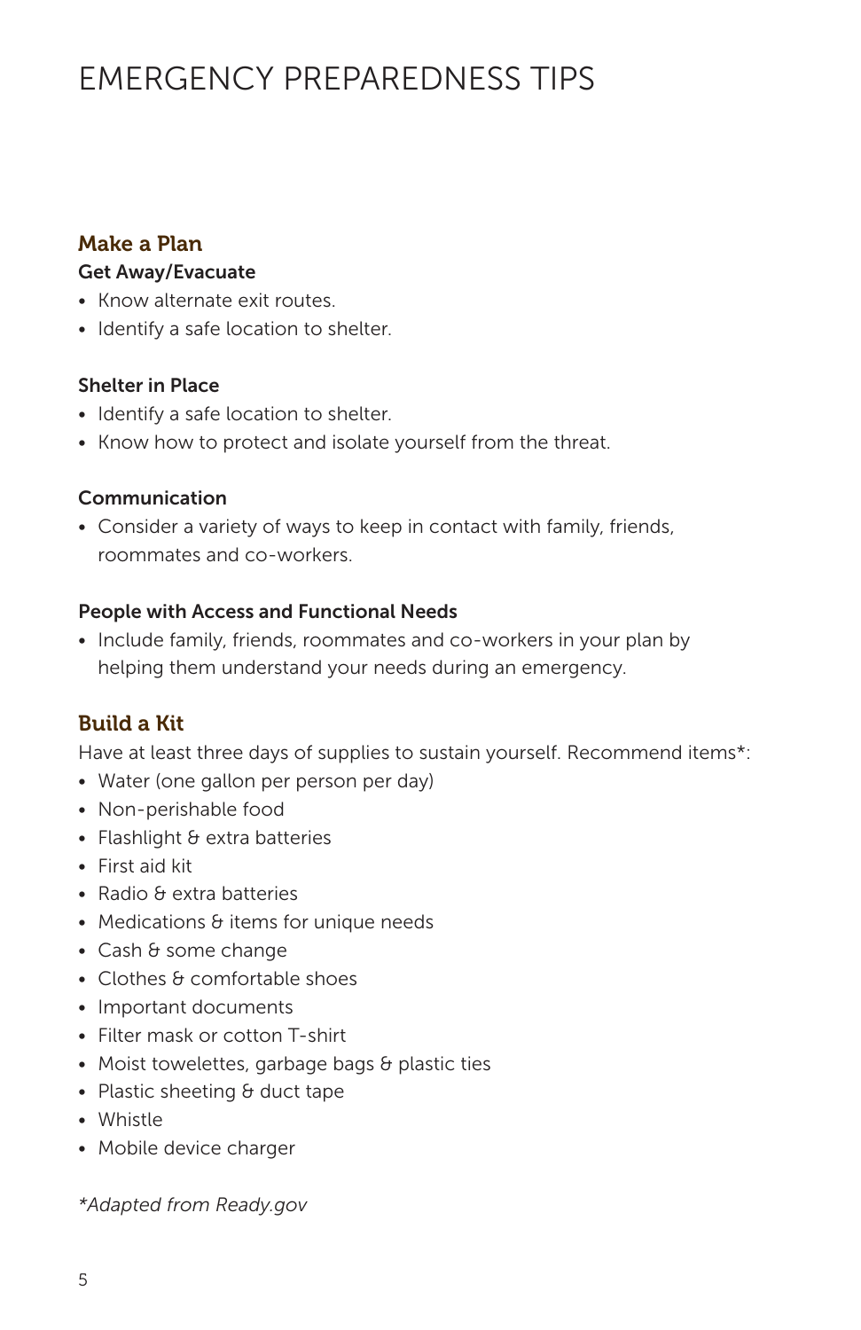# EMERGENCY PREPAREDNESS TIPS

## Make a Plan

### Get Away/Evacuate

- Know alternate exit routes.
- Identify a safe location to shelter.

### Shelter in Place

- Identify a safe location to shelter.
- Know how to protect and isolate yourself from the threat.

### Communication

- Consider a variety of ways to keep in contact with family, friends, roommates and co-workers.

### People with Access and Functional Needs

- Include family, friends, roommates and co-workers in your plan by helping them understand your needs during an emergency.

## Build a Kit

Have at least three days of supplies to sustain yourself. Recommend items*:

- Water (one gallon per person per day)
- Non-perishable food
- Flashlight & extra batteries
- First aid kit
- Radio & extra batteries
- Medications & items for unique needs
- Cash & some change
- Clothes & comfortable shoes
- Important documents
- Filter mask or cotton T-shirt
- Moist towelettes, garbage bags & plastic ties
- Plastic sheeting & duct tape
- Whistle
- Mobile device charger

*\*Adapted from Ready.gov*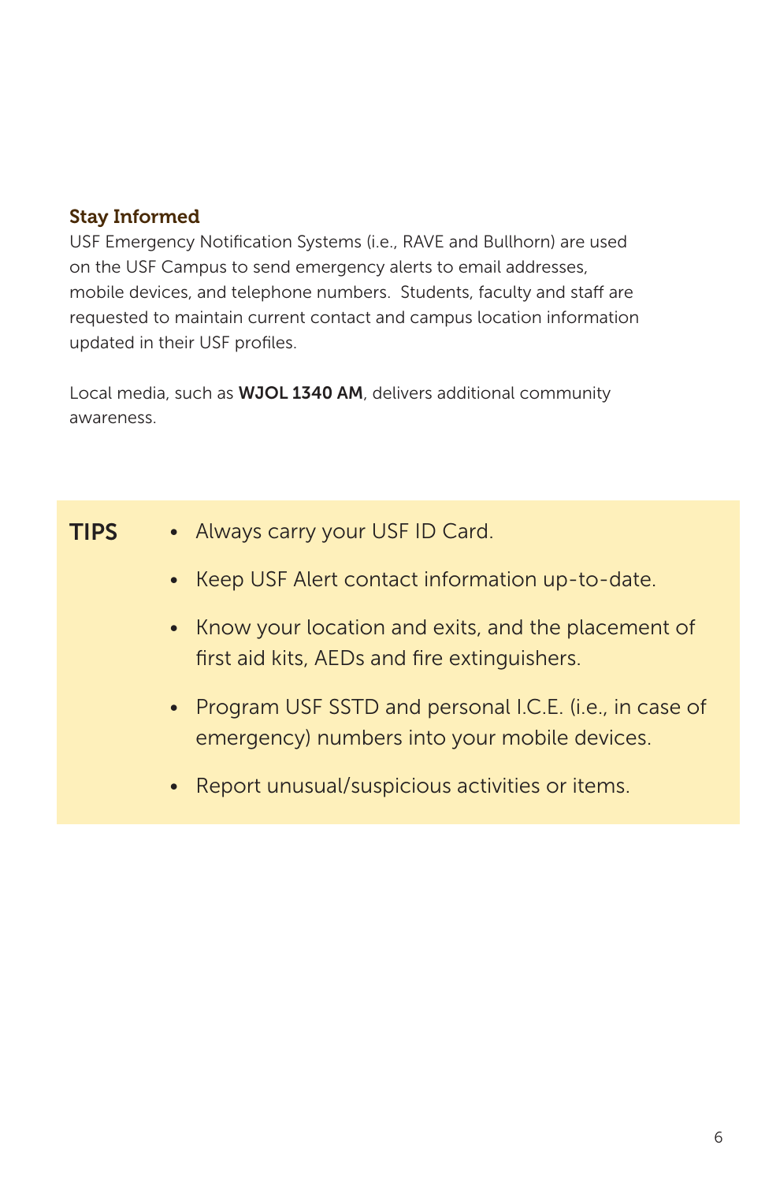## Stay Informed

USF Emergency Notification Systems (i.e., RAVE and Bullhorn) are used on the USF Campus to send emergency alerts to email addresses, mobile devices, and telephone numbers. Students, faculty and staff are requested to maintain current contact and campus location information updated in their USF profiles.

Local media, such as **WJOL 1340 AM**, delivers additional community awareness.

## TIPS

- Always carry your USF ID Card.
- Keep USF Alert contact information up-to-date.
- Know your location and exits, and the placement of first aid kits, AEDs and fire extinguishers.
- Program USF SSTD and personal I.C.E. (i.e., in case of emergency) numbers into your mobile devices.
- Report unusual/suspicious activities or items.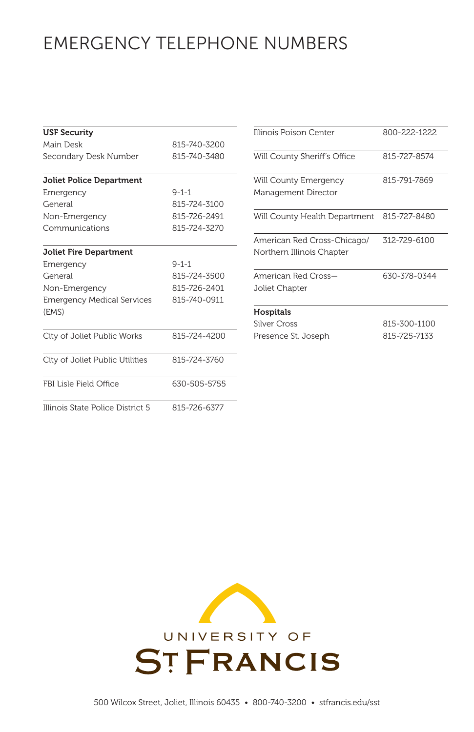# EMERGENCY TELEPHONE NUMBERS

| | |
|---|---|
| **USF Security** | |
| Main Desk | 815-740-3200 |
| Secondary Desk Number | 815-740-3480 |
| **Joliet Police Department** | |
| Emergency | 9-1-1 |
| General | 815-724-3100 |
| Non-Emergency | 815-726-2491 |
| Communications | 815-724-3270 |
| **Joliet Fire Department** | |
| Emergency | 9-1-1 |
| General | 815-724-3500 |
| Non-Emergency | 815-726-2401 |
| Emergency Medical Services (EMS) | 815-740-0911 |
| City of Joliet Public Works | 815-724-4200 |
| City of Joliet Public Utilities | 815-724-3760 |
| FBI Lisle Field Office | 630-505-5755 |
| Illinois State Police District 5 | 815-726-6377 |
| Illinois Poison Center | 800-222-1222 |
| Will County Sheriff's Office | 815-727-8574 |
| Will County Emergency Management Director | 815-791-7869 |
| Will County Health Department | 815-727-8480 |
| American Red Cross-Chicago/ Northern Illinois Chapter | 312-729-6100 |
| American Red Cross—Joliet Chapter | 630-378-0344 |
| **Hospitals** | |
| Silver Cross | 815-300-1100 |
| Presence St. Joseph | 815-725-7133 |

UNIVERSITY OF ST FRANCIS

500 Wilcox Street, Joliet, Illinois 60435 • 800-740-3200 • stfrancis.edu/sst